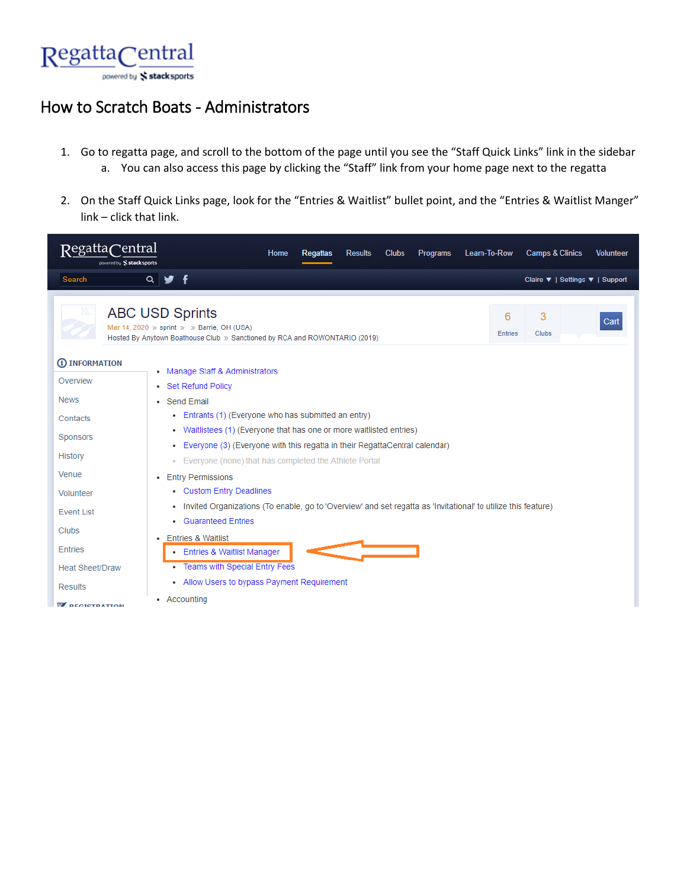# How to Scratch Boats - Administrators

1. Go to regatta page, and scroll to the bottom of the page until you see the "Staff Quick Links" link in the sidebar
   a. You can also access this page by clicking the "Staff" link from your home page next to the regatta

2. On the Staff Quick Links page, look for the "Entries & Waitlist" bullet point, and the "Entries & Waitlist Manger" link – click that link.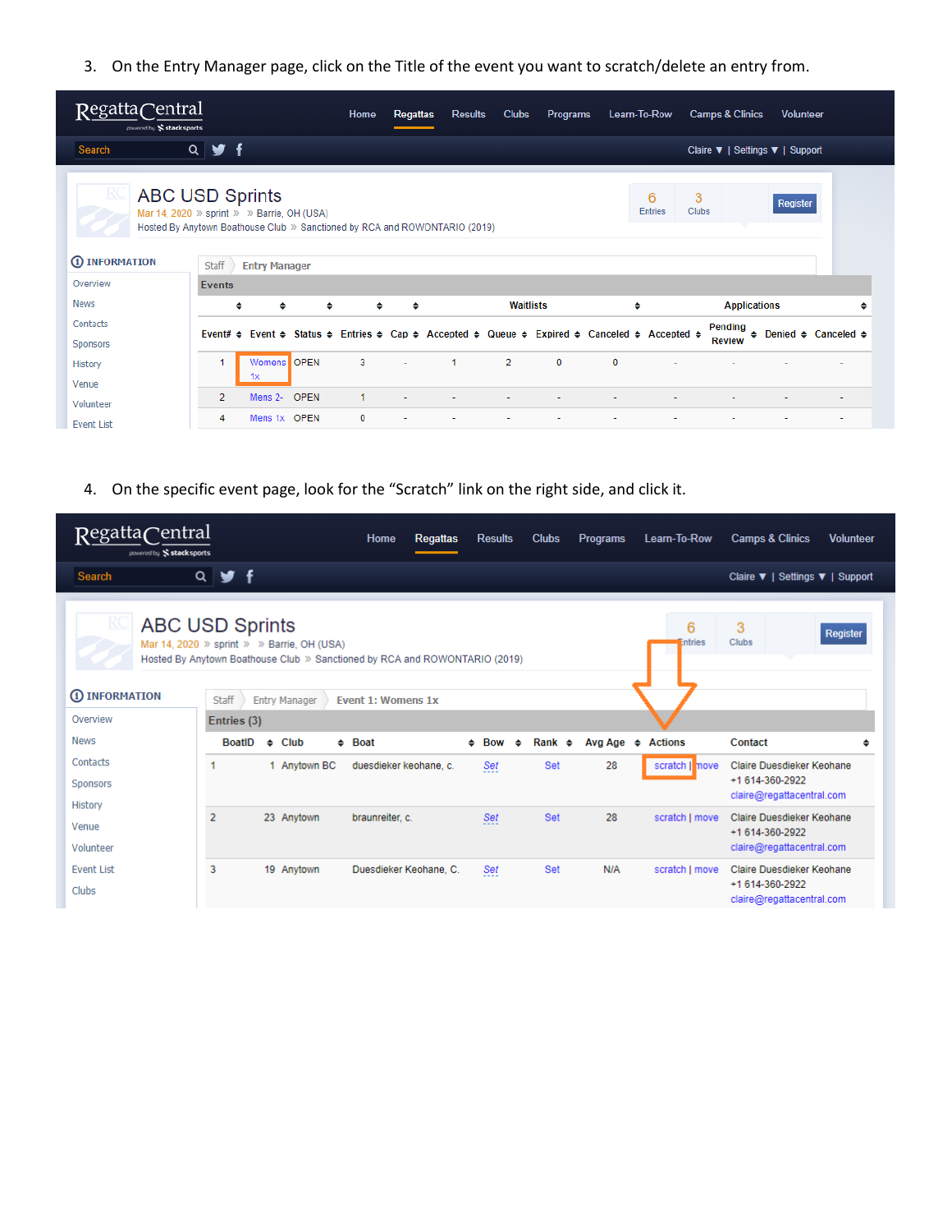3. On the Entry Manager page, click on the Title of the event you want to scratch/delete an entry from.

RegattaCentral

Home Regattas Results Clubs Programs Learn-To-Row Camps & Clinics Volunteer

Search

Claire ▼ | Settings ▼ | Support

ABC USD Sprints

Mar 14, 2020 » sprint » » Barrie, OH (USA)

Hosted By Anytown Boathouse Club » Sanctioned by RCA and ROWONTARIO (2019)

6 Entries 3 Clubs Register

INFORMATION

Overview
News
Contacts
Sponsors
History
Venue
Volunteer
Event List

Staff › Entry Manager

Events

| | | | | | Waitlists | | | | Applications | | | |
|---|---|---|---|---|---|---|---|---|---|---|---|---|
| Event# | Event | Status | Entries | Cap | Accepted | Queue | Expired | Canceled | Accepted | Pending Review | Denied | Canceled |
| 1 | Womens 1x | OPEN | 3 | - | 1 | 2 | 0 | 0 | - | - | - | - |
| 2 | Mens 2- | OPEN | 1 | - | - | - | - | - | - | - | - | - |
| 4 | Mens 1x | OPEN | 0 | - | - | - | - | - | - | - | - | - |

4. On the specific event page, look for the "Scratch" link on the right side, and click it.

RegattaCentral

Home Regattas Results Clubs Programs Learn-To-Row Camps & Clinics Volunteer

Search

Claire ▼ | Settings ▼ | Support

ABC USD Sprints

Mar 14, 2020 » sprint » » Barrie, OH (USA)

Hosted By Anytown Boathouse Club » Sanctioned by RCA and ROWONTARIO (2019)

6 Entries 3 Clubs Register

INFORMATION

Overview
News
Contacts
Sponsors
History
Venue
Volunteer
Event List
Clubs

Staff › Entry Manager › Event 1: Womens 1x

Entries (3)

| | BoatID | Club | Boat | Bow | Rank | Avg Age | Actions | Contact |
|---|---|---|---|---|---|---|---|---|
| 1 | 1 | Anytown BC | duesdieker keohane, c. | Set | Set | 28 | scratch \| move | Claire Duesdieker Keohane +1 614-360-2922 claire@regattacentral.com |
| 2 | 23 | Anytown | braunreiter, c. | Set | Set | 28 | scratch \| move | Claire Duesdieker Keohane +1 614-360-2922 claire@regattacentral.com |
| 3 | 19 | Anytown | Duesdieker Keohane, C. | Set | Set | N/A | scratch \| move | Claire Duesdieker Keohane +1 614-360-2922 claire@regattacentral.com |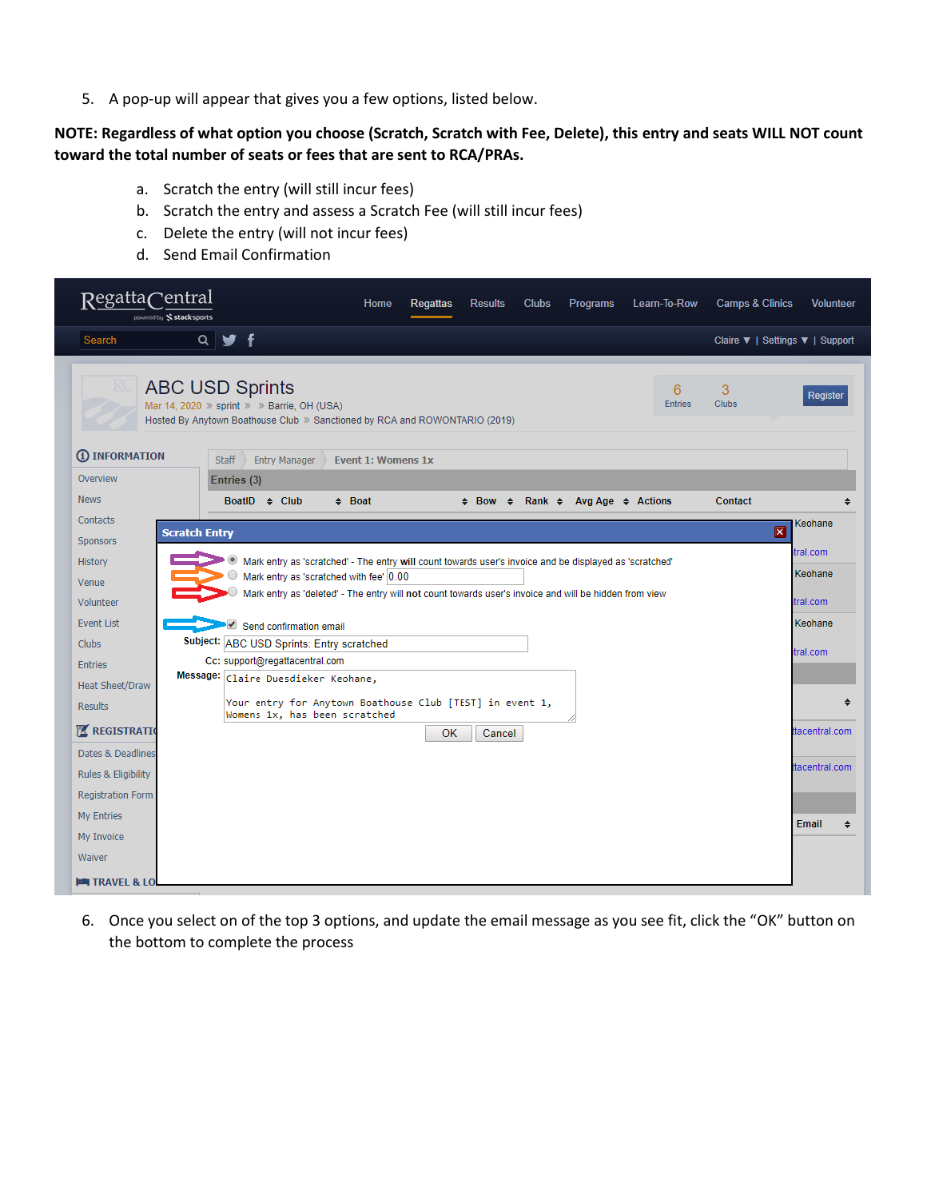5. A pop-up will appear that gives you a few options, listed below.

**NOTE: Regardless of what option you choose (Scratch, Scratch with Fee, Delete), this entry and seats WILL NOT count toward the total number of seats or fees that are sent to RCA/PRAs.**

   a. Scratch the entry (will still incur fees)
   b. Scratch the entry and assess a Scratch Fee (will still incur fees)
   c. Delete the entry (will not incur fees)
   d. Send Email Confirmation

6. Once you select on of the top 3 options, and update the email message as you see fit, click the “OK” button on the bottom to complete the process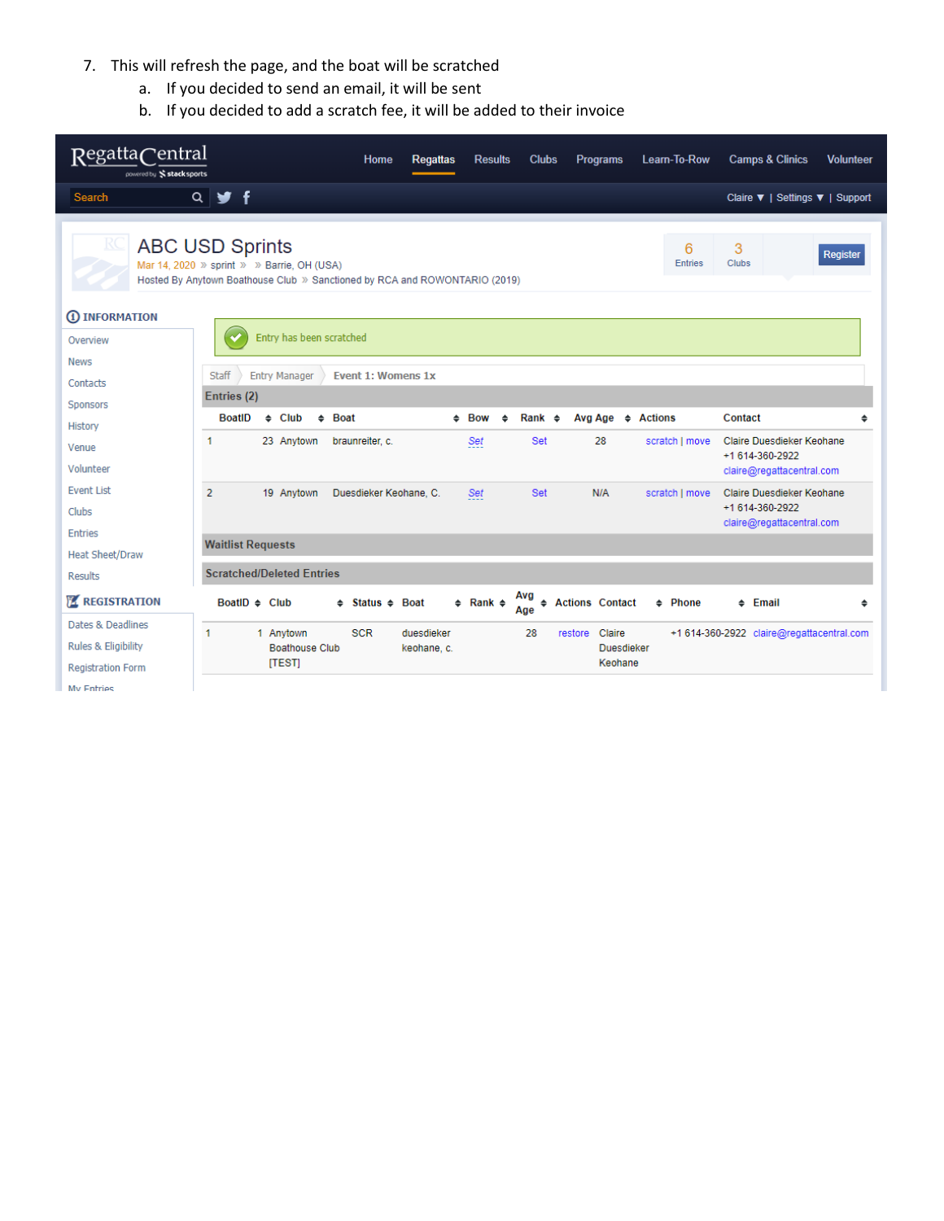7. This will refresh the page, and the boat will be scratched
    a. If you decided to send an email, it will be sent
    b. If you decided to add a scratch fee, it will be added to their invoice

RegattaCentral powered by stacksports

Home | Regattas | Results | Clubs | Programs | Learn-To-Row | Camps & Clinics | Volunteer

Search

Claire ▼ | Settings ▼ | Support

## ABC USD Sprints

Mar 14, 2020 » sprint » » Barrie, OH (USA)
Hosted By Anytown Boathouse Club » Sanctioned by RCA and ROWONTARIO (2019)

6 Entries | 3 Clubs | Register

**INFORMATION**

- Overview
- News
- Contacts
- Sponsors
- History
- Venue
- Volunteer
- Event List
- Clubs
- Entries
- Heat Sheet/Draw
- Results

**REGISTRATION**

- Dates & Deadlines
- Rules & Eligibility
- Registration Form
- My Entries

Entry has been scratched

Staff > Entry Manager > Event 1: Womens 1x

**Entries (2)**

| BoatID | Club | Boat | Bow | Rank | Avg Age | Actions | Contact |
|---|---|---|---|---|---|---|---|
| 1 | 23 Anytown | braunreiter, c. | Set | Set | 28 | scratch \| move | Claire Duesdieker Keohane +1 614-360-2922 claire@regattacentral.com |
| 2 | 19 Anytown | Duesdieker Keohane, C. | Set | Set | N/A | scratch \| move | Claire Duesdieker Keohane +1 614-360-2922 claire@regattacentral.com |

**Waitlist Requests**

**Scratched/Deleted Entries**

| BoatID | Club | Status | Boat | Rank | Avg Age | Actions | Contact | Phone | Email |
|---|---|---|---|---|---|---|---|---|---|
| 1 | 1 Anytown Boathouse Club [TEST] | SCR | duesdieker keohane, c. | | 28 | restore | Claire Duesdieker Keohane | +1 614-360-2922 | claire@regattacentral.com |